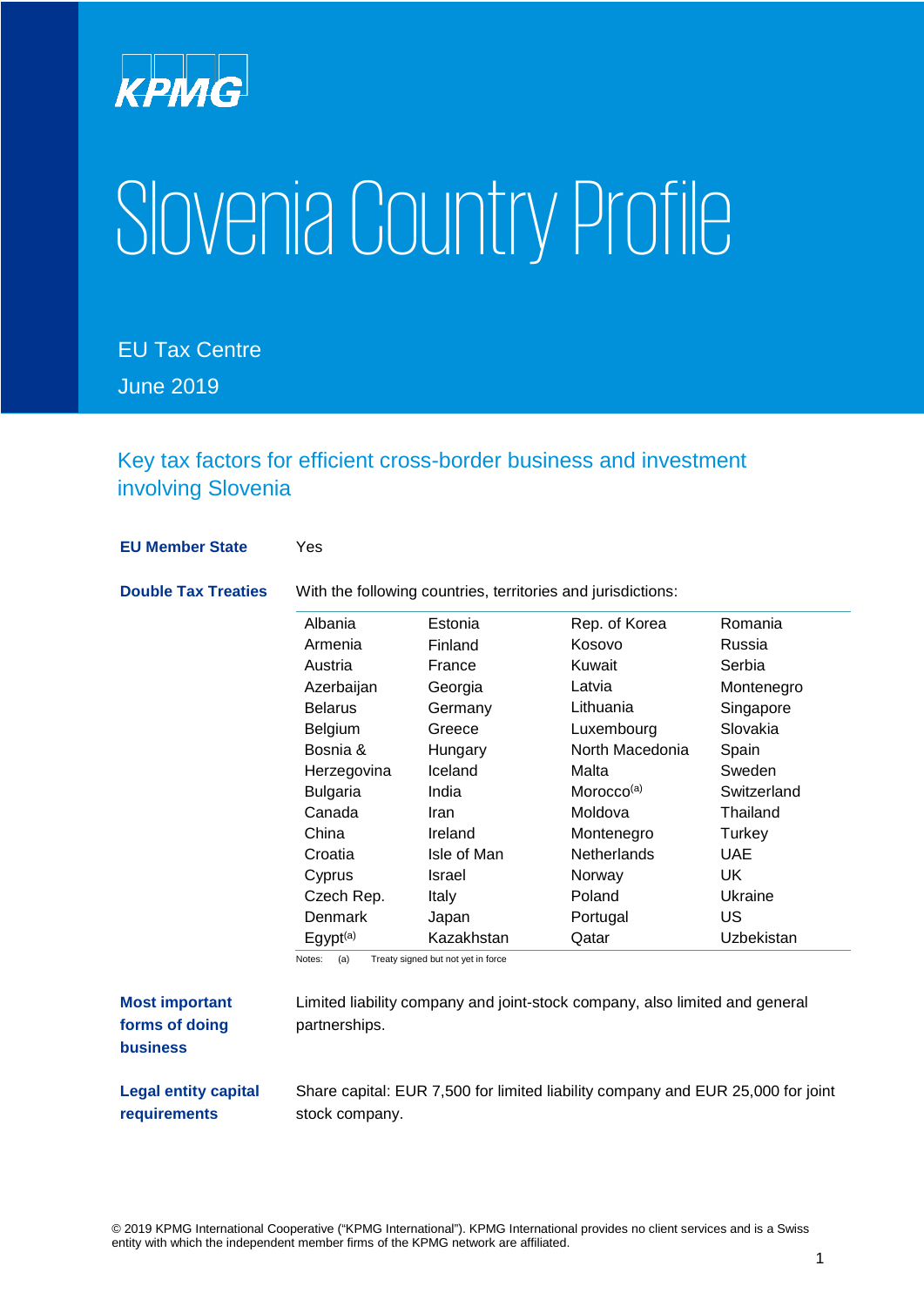KPMG

# Slovenia Country Profile

EU Tax Centre

June 2019

## Key tax factors for efficient cross-border business and investment involving Slovenia

**EU Member State**

Yes

**Double Tax Treaties**

With the following countries, territories and jurisdictions:

| | | | |
|---|---|---|---|
| Albania | Estonia | Rep. of Korea | Romania |
| Armenia | Finland | Kosovo | Russia |
| Austria | France | Kuwait | Serbia |
| Azerbaijan | Georgia | Latvia | Montenegro |
| Belarus | Germany | Lithuania | Singapore |
| Belgium | Greece | Luxembourg | Slovakia |
| Bosnia & Herzegovina | Hungary | North Macedonia | Spain |
| | Iceland | Malta | Sweden |
| Bulgaria | India | Morocco[(a)] | Switzerland |
| Canada | Iran | Moldova | Thailand |
| China | Ireland | Montenegro | Turkey |
| Croatia | Isle of Man | Netherlands | UAE |
| Cyprus | Israel | Norway | UK |
| Czech Rep. | Italy | Poland | Ukraine |
| Denmark | Japan | Portugal | US |
| Egypt[(a)] | Kazakhstan | Qatar | Uzbekistan |

Notes: (a) Treaty signed but not yet in force

**Most important forms of doing business**

Limited liability company and joint-stock company, also limited and general partnerships.

**Legal entity capital requirements**

Share capital: EUR 7,500 for limited liability company and EUR 25,000 for joint stock company.

© 2019 KPMG International Cooperative ("KPMG International"). KPMG International provides no client services and is a Swiss entity with which the independent member firms of the KPMG network are affiliated.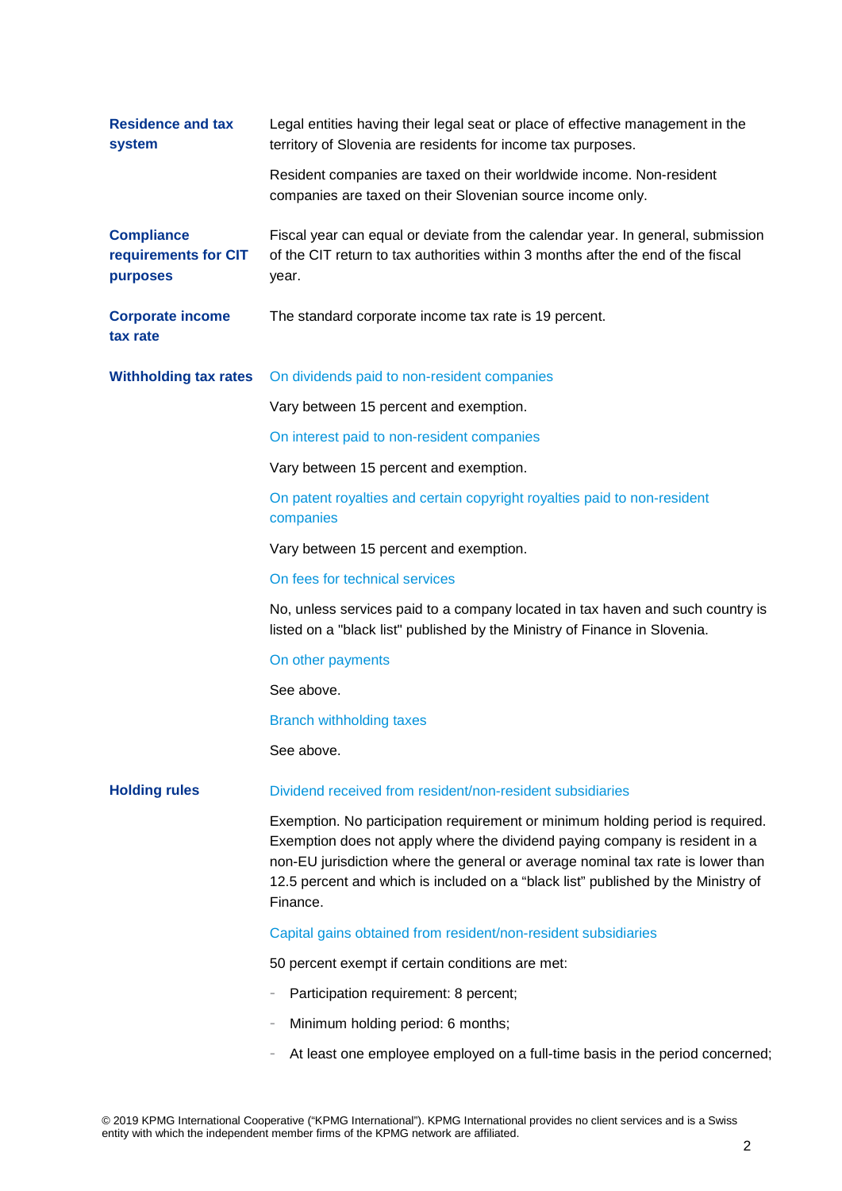### Residence and tax system

Legal entities having their legal seat or place of effective management in the territory of Slovenia are residents for income tax purposes.

Resident companies are taxed on their worldwide income. Non-resident companies are taxed on their Slovenian source income only.

### Compliance requirements for CIT purposes

Fiscal year can equal or deviate from the calendar year. In general, submission of the CIT return to tax authorities within 3 months after the end of the fiscal year.

### Corporate income tax rate

The standard corporate income tax rate is 19 percent.

### Withholding tax rates

#### On dividends paid to non-resident companies

Vary between 15 percent and exemption.

#### On interest paid to non-resident companies

Vary between 15 percent and exemption.

#### On patent royalties and certain copyright royalties paid to non-resident companies

Vary between 15 percent and exemption.

#### On fees for technical services

No, unless services paid to a company located in tax haven and such country is listed on a "black list" published by the Ministry of Finance in Slovenia.

#### On other payments

See above.

#### Branch withholding taxes

See above.

### Holding rules

#### Dividend received from resident/non-resident subsidiaries

Exemption. No participation requirement or minimum holding period is required. Exemption does not apply where the dividend paying company is resident in a non-EU jurisdiction where the general or average nominal tax rate is lower than 12.5 percent and which is included on a “black list” published by the Ministry of Finance.

#### Capital gains obtained from resident/non-resident subsidiaries

50 percent exempt if certain conditions are met:

- Participation requirement: 8 percent;
- Minimum holding period: 6 months;
- At least one employee employed on a full-time basis in the period concerned;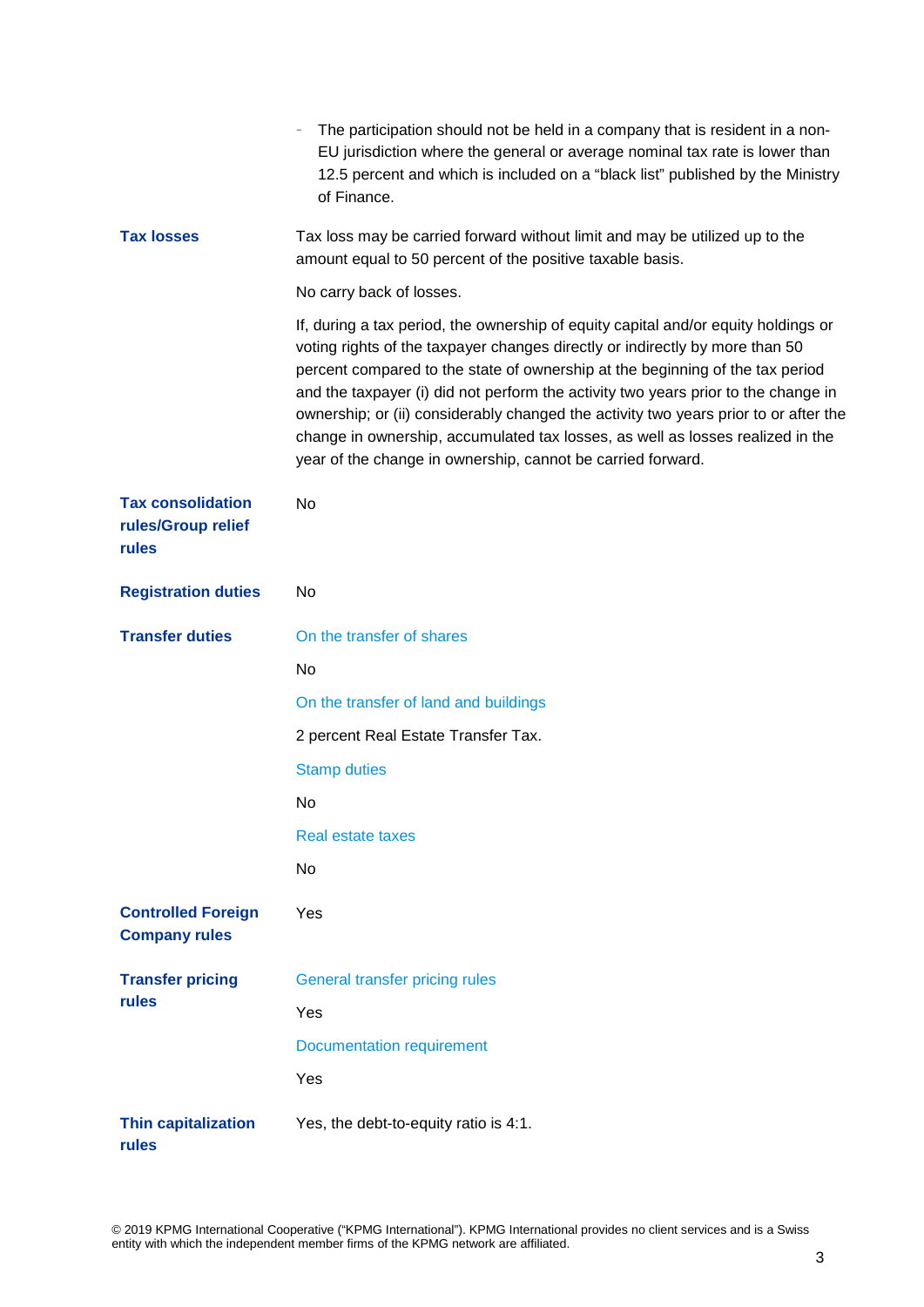- The participation should not be held in a company that is resident in a non-EU jurisdiction where the general or average nominal tax rate is lower than 12.5 percent and which is included on a "black list" published by the Ministry of Finance.

**Tax losses**

Tax loss may be carried forward without limit and may be utilized up to the amount equal to 50 percent of the positive taxable basis.

No carry back of losses.

If, during a tax period, the ownership of equity capital and/or equity holdings or voting rights of the taxpayer changes directly or indirectly by more than 50 percent compared to the state of ownership at the beginning of the tax period and the taxpayer (i) did not perform the activity two years prior to the change in ownership; or (ii) considerably changed the activity two years prior to or after the change in ownership, accumulated tax losses, as well as losses realized in the year of the change in ownership, cannot be carried forward.

**Tax consolidation rules/Group relief rules**

No

**Registration duties**

No

**Transfer duties**

On the transfer of shares

No

On the transfer of land and buildings

2 percent Real Estate Transfer Tax.

Stamp duties

No

Real estate taxes

No

**Controlled Foreign Company rules**

Yes

**Transfer pricing rules**

General transfer pricing rules

Yes

Documentation requirement

Yes

**Thin capitalization rules**

Yes, the debt-to-equity ratio is 4:1.

© 2019 KPMG International Cooperative ("KPMG International"). KPMG International provides no client services and is a Swiss entity with which the independent member firms of the KPMG network are affiliated.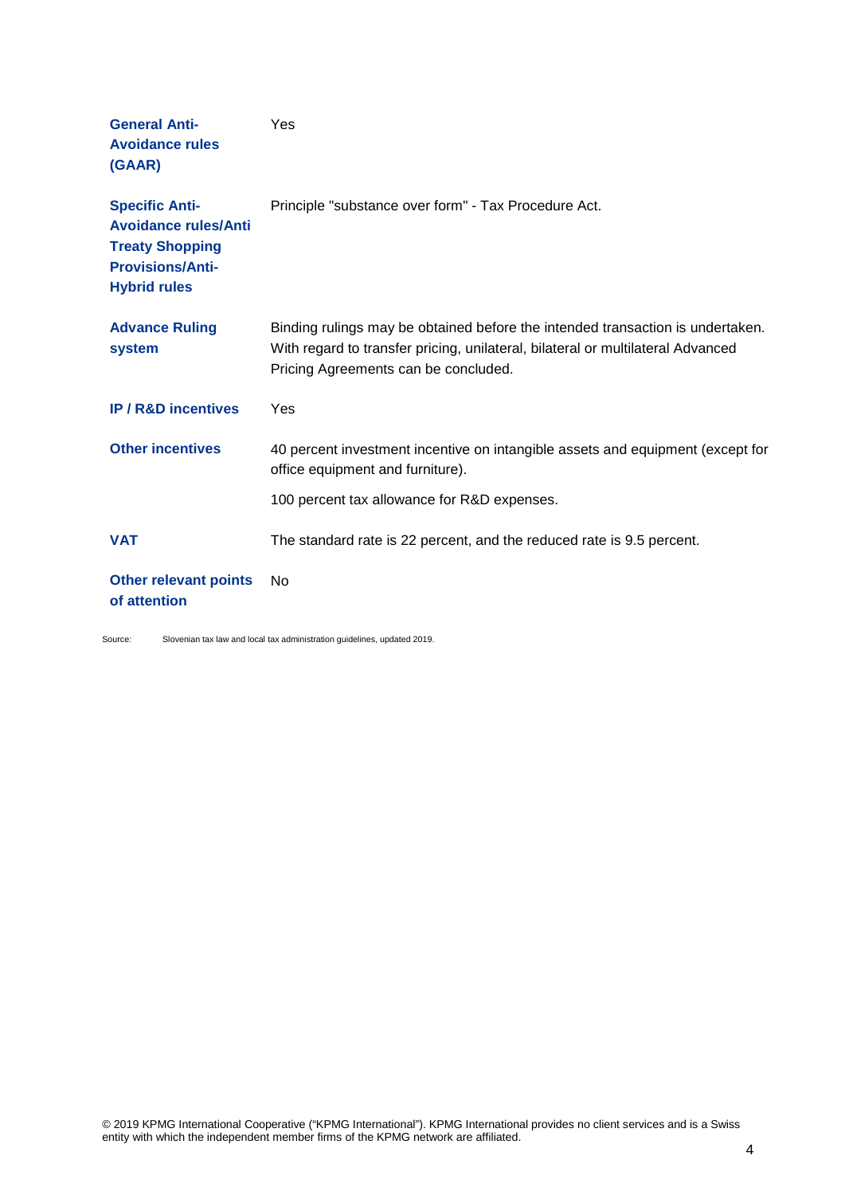| | |
|---|---|
| **General Anti-Avoidance rules (GAAR)** | Yes |
| **Specific Anti-Avoidance rules/Anti Treaty Shopping Provisions/Anti-Hybrid rules** | Principle "substance over form" - Tax Procedure Act. |
| **Advance Ruling system** | Binding rulings may be obtained before the intended transaction is undertaken. With regard to transfer pricing, unilateral, bilateral or multilateral Advanced Pricing Agreements can be concluded. |
| **IP / R&D incentives** | Yes |
| **Other incentives** | 40 percent investment incentive on intangible assets and equipment (except for office equipment and furniture).<br><br>100 percent tax allowance for R&D expenses. |
| **VAT** | The standard rate is 22 percent, and the reduced rate is 9.5 percent. |
| **Other relevant points of attention** | No |

Source: Slovenian tax law and local tax administration guidelines, updated 2019.

© 2019 KPMG International Cooperative ("KPMG International"). KPMG International provides no client services and is a Swiss entity with which the independent member firms of the KPMG network are affiliated.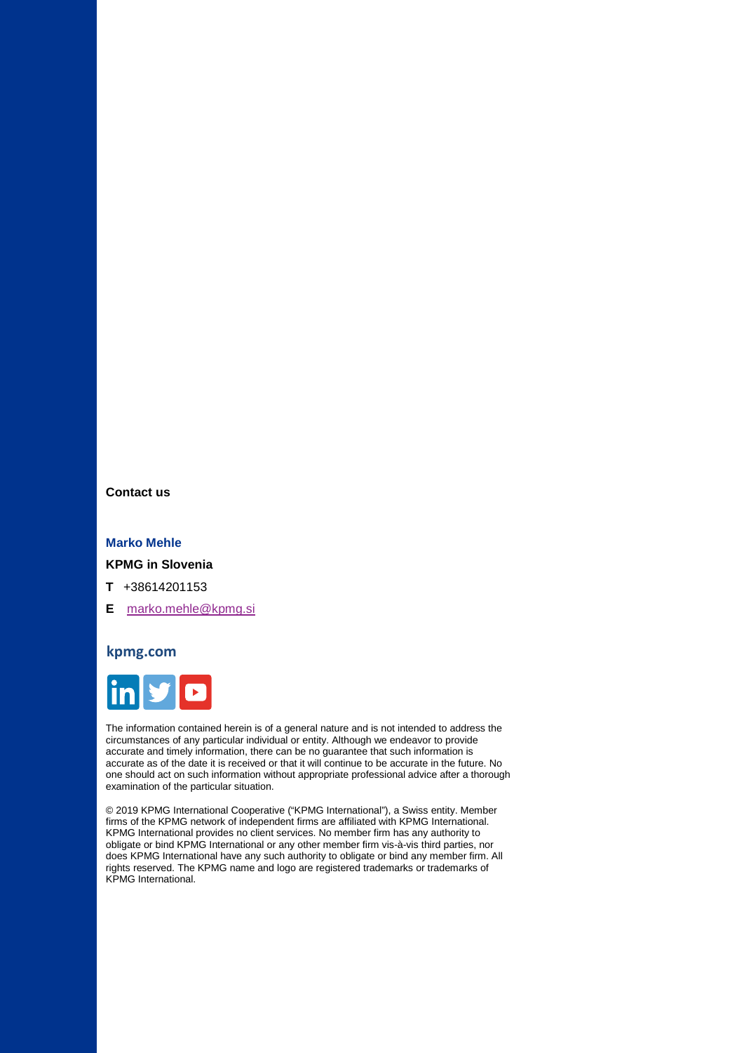**Contact us**

**Marko Mehle**

**KPMG in Slovenia**

**T** +38614201153

**E** marko.mehle@kpmg.si

**kpmg.com**

The information contained herein is of a general nature and is not intended to address the circumstances of any particular individual or entity. Although we endeavor to provide accurate and timely information, there can be no guarantee that such information is accurate as of the date it is received or that it will continue to be accurate in the future. No one should act on such information without appropriate professional advice after a thorough examination of the particular situation.

© 2019 KPMG International Cooperative ("KPMG International"), a Swiss entity. Member firms of the KPMG network of independent firms are affiliated with KPMG International. KPMG International provides no client services. No member firm has any authority to obligate or bind KPMG International or any other member firm vis-à-vis third parties, nor does KPMG International have any such authority to obligate or bind any member firm. All rights reserved. The KPMG name and logo are registered trademarks or trademarks of KPMG International.